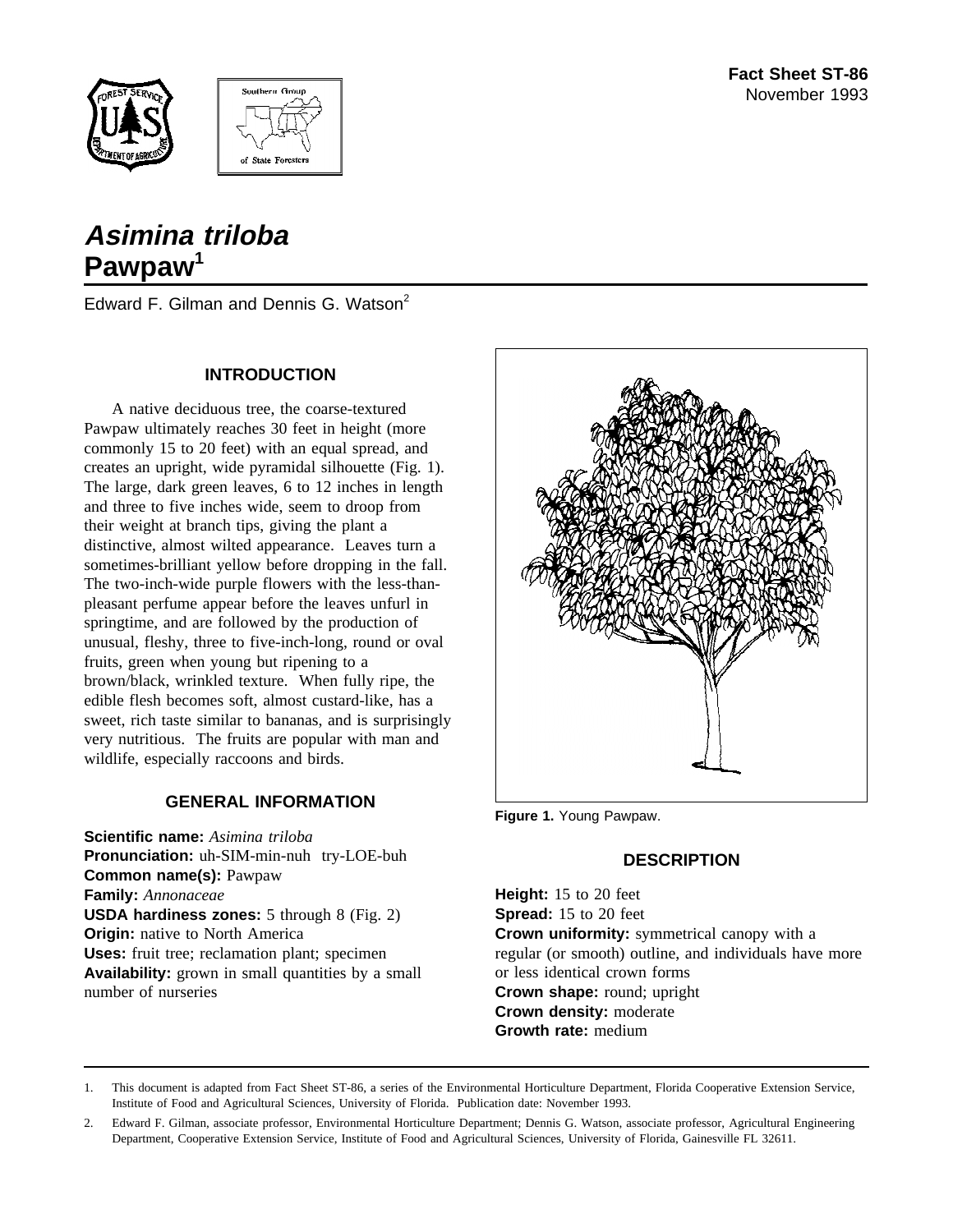Fact Sheet ST-86
November 1993

# *Asimina triloba*
# Pawpaw[1]

Edward F. Gilman and Dennis G. Watson[2]

## INTRODUCTION

A native deciduous tree, the coarse-textured Pawpaw ultimately reaches 30 feet in height (more commonly 15 to 20 feet) with an equal spread, and creates an upright, wide pyramidal silhouette (Fig. 1). The large, dark green leaves, 6 to 12 inches in length and three to five inches wide, seem to droop from their weight at branch tips, giving the plant a distinctive, almost wilted appearance. Leaves turn a sometimes-brilliant yellow before dropping in the fall. The two-inch-wide purple flowers with the less-than-pleasant perfume appear before the leaves unfurl in springtime, and are followed by the production of unusual, fleshy, three to five-inch-long, round or oval fruits, green when young but ripening to a brown/black, wrinkled texture. When fully ripe, the edible flesh becomes soft, almost custard-like, has a sweet, rich taste similar to bananas, and is surprisingly very nutritious. The fruits are popular with man and wildlife, especially raccoons and birds.

## GENERAL INFORMATION

**Scientific name:** *Asimina triloba*
**Pronunciation:** uh-SIM-min-nuh try-LOE-buh
**Common name(s):** Pawpaw
**Family:** *Annonaceae*
**USDA hardiness zones:** 5 through 8 (Fig. 2)
**Origin:** native to North America
**Uses:** fruit tree; reclamation plant; specimen
**Availability:** grown in small quantities by a small number of nurseries

**Figure 1.** Young Pawpaw.

## DESCRIPTION

**Height:** 15 to 20 feet
**Spread:** 15 to 20 feet
**Crown uniformity:** symmetrical canopy with a regular (or smooth) outline, and individuals have more or less identical crown forms
**Crown shape:** round; upright
**Crown density:** moderate
**Growth rate:** medium

1. This document is adapted from Fact Sheet ST-86, a series of the Environmental Horticulture Department, Florida Cooperative Extension Service, Institute of Food and Agricultural Sciences, University of Florida. Publication date: November 1993.

2. Edward F. Gilman, associate professor, Environmental Horticulture Department; Dennis G. Watson, associate professor, Agricultural Engineering Department, Cooperative Extension Service, Institute of Food and Agricultural Sciences, University of Florida, Gainesville FL 32611.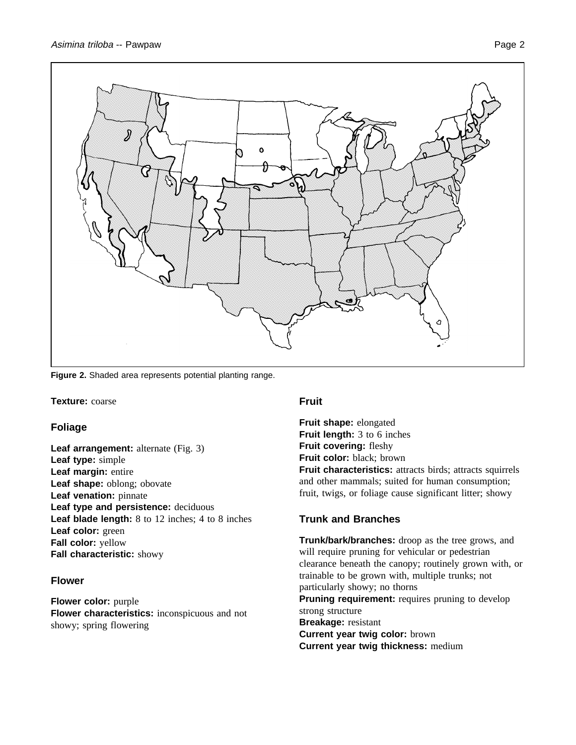**Figure 2.** Shaded area represents potential planting range.

**Texture:** coarse

## Foliage

**Leaf arrangement:** alternate (Fig. 3)
**Leaf type:** simple
**Leaf margin:** entire
**Leaf shape:** oblong; obovate
**Leaf venation:** pinnate
**Leaf type and persistence:** deciduous
**Leaf blade length:** 8 to 12 inches; 4 to 8 inches
**Leaf color:** green
**Fall color:** yellow
**Fall characteristic:** showy

## Flower

**Flower color:** purple
**Flower characteristics:** inconspicuous and not showy; spring flowering

## Fruit

**Fruit shape:** elongated
**Fruit length:** 3 to 6 inches
**Fruit covering:** fleshy
**Fruit color:** black; brown
**Fruit characteristics:** attracts birds; attracts squirrels and other mammals; suited for human consumption; fruit, twigs, or foliage cause significant litter; showy

## Trunk and Branches

**Trunk/bark/branches:** droop as the tree grows, and will require pruning for vehicular or pedestrian clearance beneath the canopy; routinely grown with, or trainable to be grown with, multiple trunks; not particularly showy; no thorns
**Pruning requirement:** requires pruning to develop strong structure
**Breakage:** resistant
**Current year twig color:** brown
**Current year twig thickness:** medium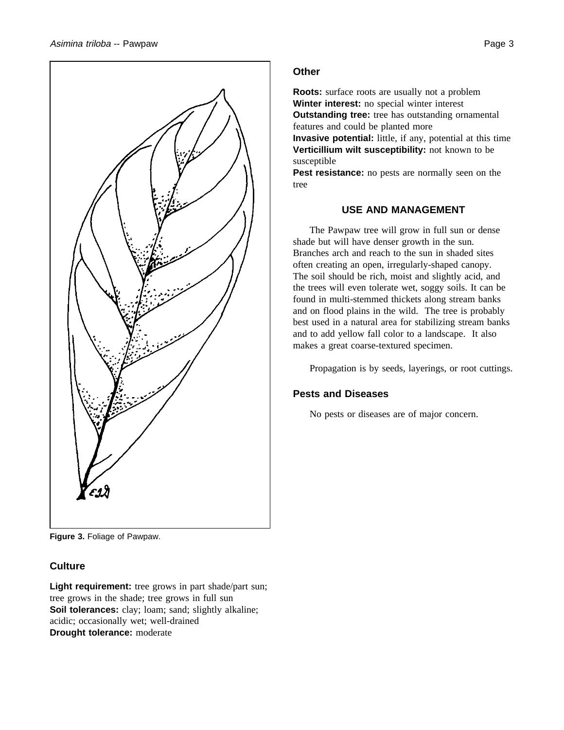**Figure 3.** Foliage of Pawpaw.

## Culture

**Light requirement:** tree grows in part shade/part sun; tree grows in the shade; tree grows in full sun
**Soil tolerances:** clay; loam; sand; slightly alkaline; acidic; occasionally wet; well-drained
**Drought tolerance:** moderate

## Other

**Roots:** surface roots are usually not a problem
**Winter interest:** no special winter interest
**Outstanding tree:** tree has outstanding ornamental features and could be planted more
**Invasive potential:** little, if any, potential at this time
**Verticillium wilt susceptibility:** not known to be susceptible
**Pest resistance:** no pests are normally seen on the tree

## USE AND MANAGEMENT

The Pawpaw tree will grow in full sun or dense shade but will have denser growth in the sun. Branches arch and reach to the sun in shaded sites often creating an open, irregularly-shaped canopy. The soil should be rich, moist and slightly acid, and the trees will even tolerate wet, soggy soils. It can be found in multi-stemmed thickets along stream banks and on flood plains in the wild. The tree is probably best used in a natural area for stabilizing stream banks and to add yellow fall color to a landscape. It also makes a great coarse-textured specimen.

Propagation is by seeds, layerings, or root cuttings.

## Pests and Diseases

No pests or diseases are of major concern.